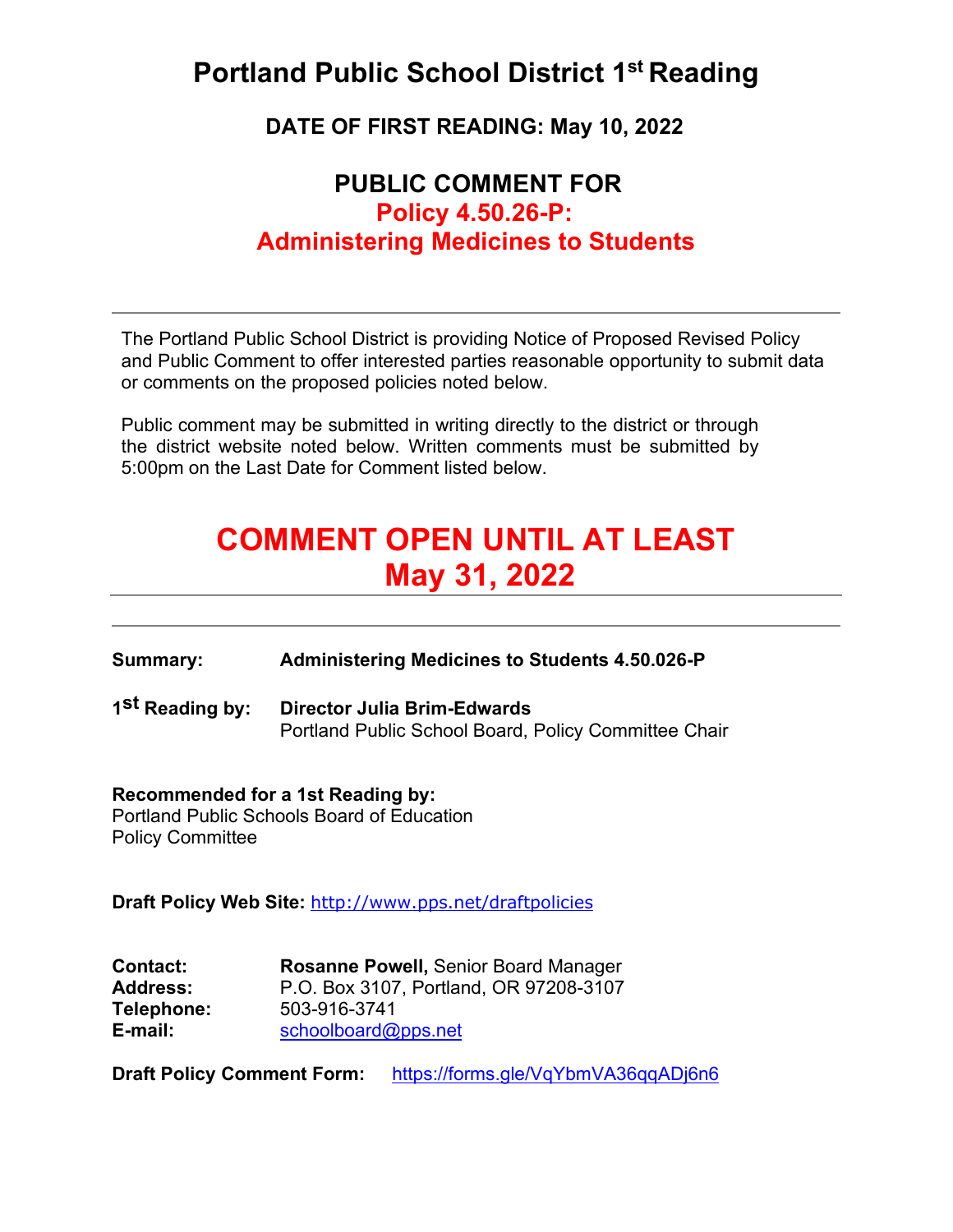# Portland Public School District 1st Reading

## DATE OF FIRST READING: May 10, 2022

## PUBLIC COMMENT FOR
## Policy 4.50.26-P:
## Administering Medicines to Students

---

The Portland Public School District is providing Notice of Proposed Revised Policy and Public Comment to offer interested parties reasonable opportunity to submit data or comments on the proposed policies noted below.

Public comment may be submitted in writing directly to the district or through the district website noted below. Written comments must be submitted by 5:00pm on the Last Date for Comment listed below.

# COMMENT OPEN UNTIL AT LEAST May 31, 2022

---

**Summary:** **Administering Medicines to Students 4.50.026-P**

**1st Reading by:** **Director Julia Brim-Edwards**
Portland Public School Board, Policy Committee Chair

**Recommended for a 1st Reading by:**
Portland Public Schools Board of Education
Policy Committee

**Draft Policy Web Site:** http://www.pps.net/draftpolicies

**Contact:** **Rosanne Powell,** Senior Board Manager
**Address:** P.O. Box 3107, Portland, OR 97208-3107
**Telephone:** 503-916-3741
**E-mail:** schoolboard@pps.net

**Draft Policy Comment Form:** https://forms.gle/VqYbmVA36qqADj6n6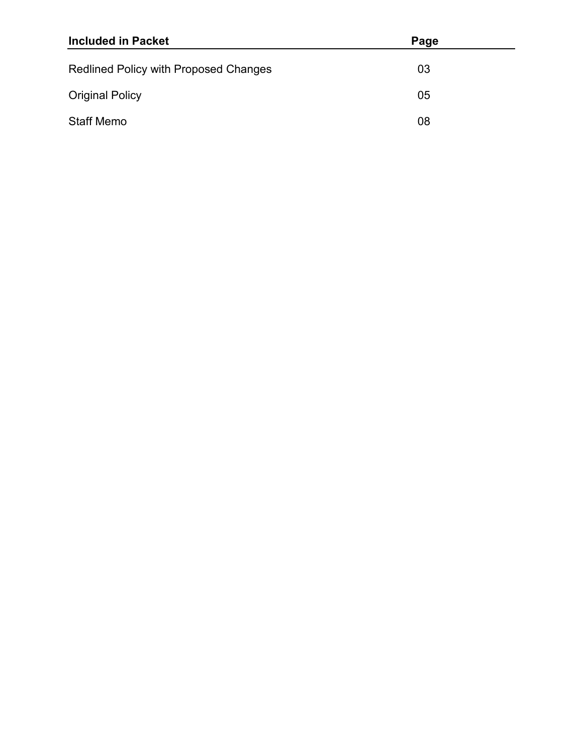| **Included in Packet** | **Page** |
| --- | --- |
| Redlined Policy with Proposed Changes | 03 |
| Original Policy | 05 |
| Staff Memo | 08 |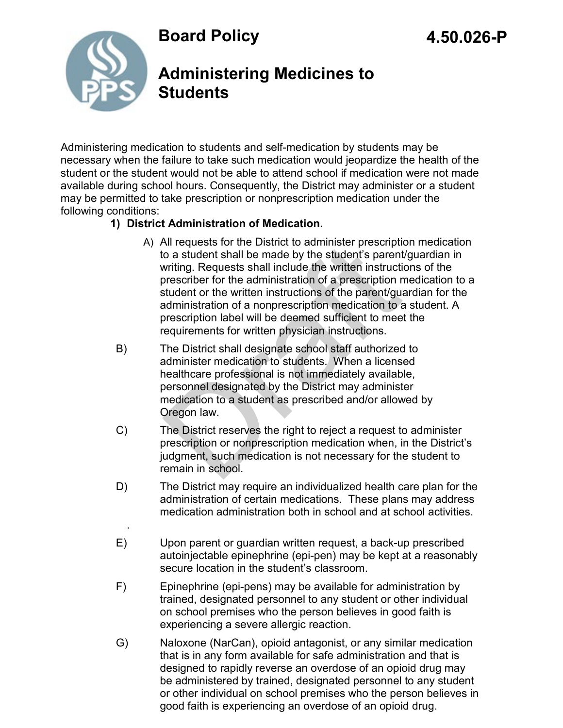# Board Policy

# 4.50.026-P

## Administering Medicines to Students

Administering medication to students and self-medication by students may be necessary when the failure to take such medication would jeopardize the health of the student or the student would not be able to attend school if medication were not made available during school hours. Consequently, the District may administer or a student may be permitted to take prescription or nonprescription medication under the following conditions:

**1) District Administration of Medication.**

A) All requests for the District to administer prescription medication to a student shall be made by the student's parent/guardian in writing. Requests shall include the written instructions of the prescriber for the administration of a prescription medication to a student or the written instructions of the parent/guardian for the administration of a nonprescription medication to a student. A prescription label will be deemed sufficient to meet the requirements for written physician instructions.

B) The District shall designate school staff authorized to administer medication to students. When a licensed healthcare professional is not immediately available, personnel designated by the District may administer medication to a student as prescribed and/or allowed by Oregon law.

C) The District reserves the right to reject a request to administer prescription or nonprescription medication when, in the District's judgment, such medication is not necessary for the student to remain in school.

D) The District may require an individualized health care plan for the administration of certain medications. These plans may address medication administration both in school and at school activities.

E) Upon parent or guardian written request, a back-up prescribed autoinjectable epinephrine (epi-pen) may be kept at a reasonably secure location in the student's classroom.

F) Epinephrine (epi-pens) may be available for administration by trained, designated personnel to any student or other individual on school premises who the person believes in good faith is experiencing a severe allergic reaction.

G) Naloxone (NarCan), opioid antagonist, or any similar medication that is in any form available for safe administration and that is designed to rapidly reverse an overdose of an opioid drug may be administered by trained, designated personnel to any student or other individual on school premises who the person believes in good faith is experiencing an overdose of an opioid drug.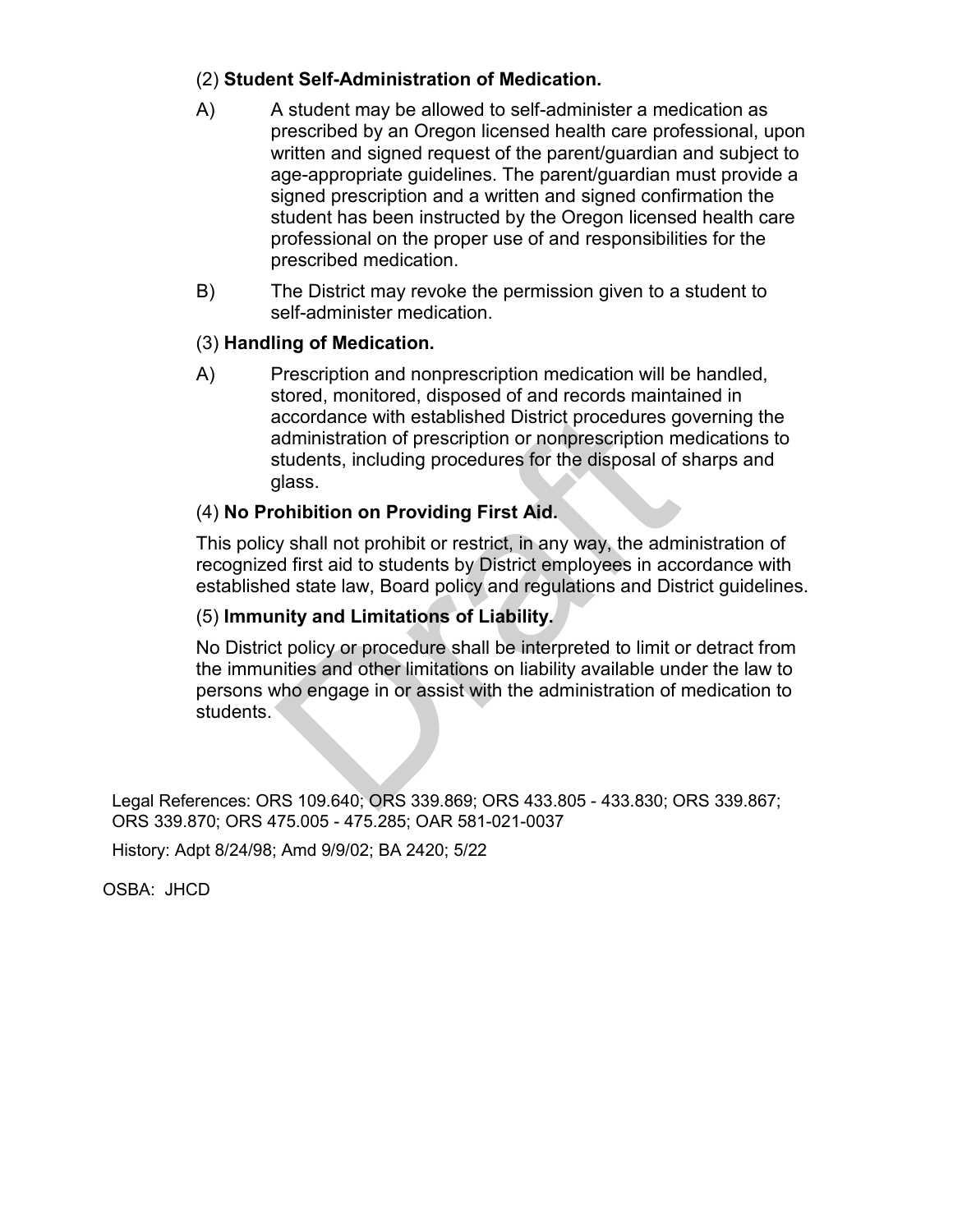(2) **Student Self-Administration of Medication.**

A) A student may be allowed to self-administer a medication as prescribed by an Oregon licensed health care professional, upon written and signed request of the parent/guardian and subject to age-appropriate guidelines. The parent/guardian must provide a signed prescription and a written and signed confirmation the student has been instructed by the Oregon licensed health care professional on the proper use of and responsibilities for the prescribed medication.

B) The District may revoke the permission given to a student to self-administer medication.

(3) **Handling of Medication.**

A) Prescription and nonprescription medication will be handled, stored, monitored, disposed of and records maintained in accordance with established District procedures governing the administration of prescription or nonprescription medications to students, including procedures for the disposal of sharps and glass.

(4) **No Prohibition on Providing First Aid.**

This policy shall not prohibit or restrict, in any way, the administration of recognized first aid to students by District employees in accordance with established state law, Board policy and regulations and District guidelines.

(5) **Immunity and Limitations of Liability.**

No District policy or procedure shall be interpreted to limit or detract from the immunities and other limitations on liability available under the law to persons who engage in or assist with the administration of medication to students.

Legal References: ORS 109.640; ORS 339.869; ORS 433.805 - 433.830; ORS 339.867; ORS 339.870; ORS 475.005 - 475.285; OAR 581-021-0037

History: Adpt 8/24/98; Amd 9/9/02; BA 2420; 5/22

OSBA: JHCD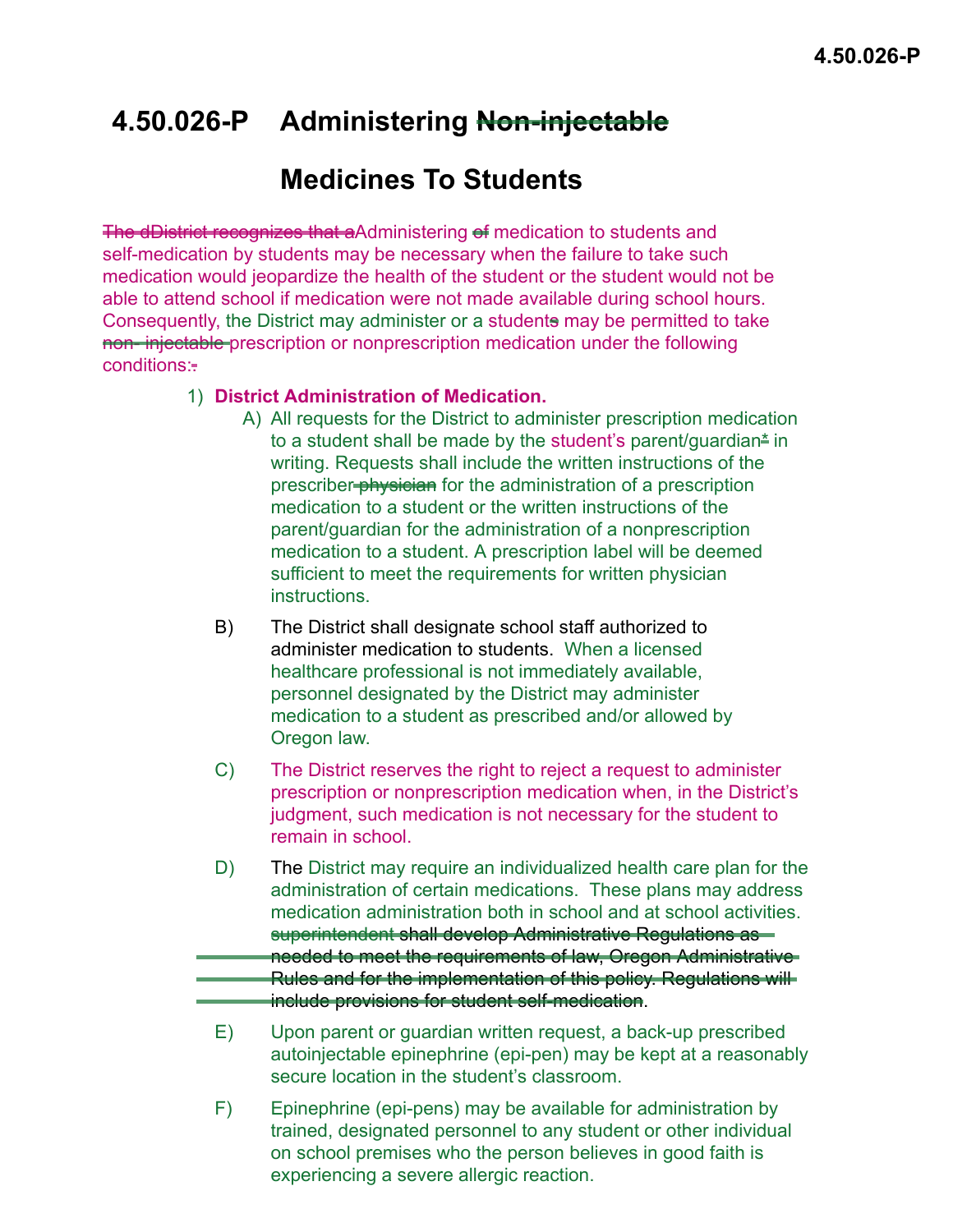# 4.50.026-P Administering ~~Non-injectable~~ Medicines To Students

~~The dDistrict recognizes that a~~Administering ~~of~~ medication to students and self-medication by students may be necessary when the failure to take such medication would jeopardize the health of the student or the student would not be able to attend school if medication were not made available during school hours. Consequently, the District may administer or a student~~s~~ may be permitted to take ~~non- injectable~~ prescription or nonprescription medication under the following conditions:~~.~~

1) **District Administration of Medication.**

   A) All requests for the District to administer prescription medication to a student shall be made by the student's parent/guardian~~*~~ in writing. Requests shall include the written instructions of the prescriber ~~physician~~ for the administration of a prescription medication to a student or the written instructions of the parent/guardian for the administration of a nonprescription medication to a student. A prescription label will be deemed sufficient to meet the requirements for written physician instructions.

   B) The District shall designate school staff authorized to administer medication to students. When a licensed healthcare professional is not immediately available, personnel designated by the District may administer medication to a student as prescribed and/or allowed by Oregon law.

   C) The District reserves the right to reject a request to administer prescription or nonprescription medication when, in the District's judgment, such medication is not necessary for the student to remain in school.

   D) The District may require an individualized health care plan for the administration of certain medications. These plans may address medication administration both in school and at school activities. ~~superintendent shall develop Administrative Regulations as needed to meet the requirements of law, Oregon Administrative Rules and for the implementation of this policy. Regulations will include provisions for student self-medication~~.

   E) Upon parent or guardian written request, a back-up prescribed autoinjectable epinephrine (epi-pen) may be kept at a reasonably secure location in the student's classroom.

   F) Epinephrine (epi-pens) may be available for administration by trained, designated personnel to any student or other individual on school premises who the person believes in good faith is experiencing a severe allergic reaction.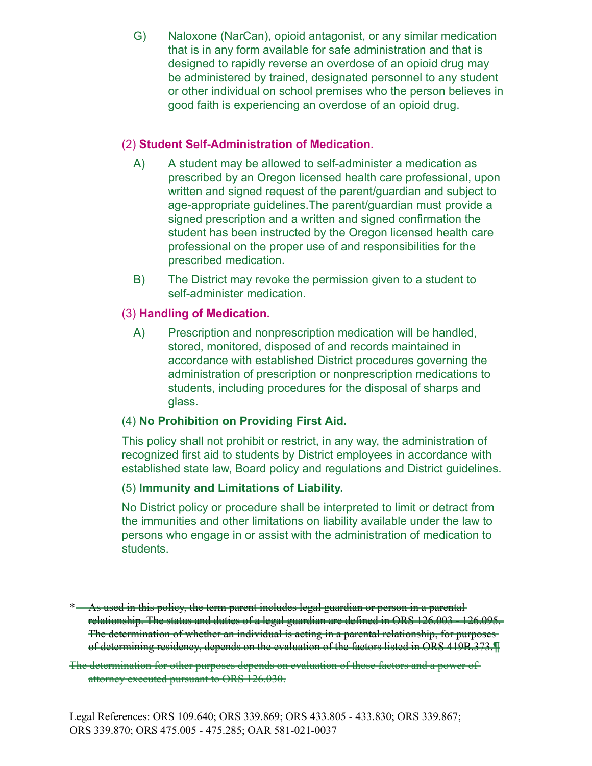G) Naloxone (NarCan), opioid antagonist, or any similar medication that is in any form available for safe administration and that is designed to rapidly reverse an overdose of an opioid drug may be administered by trained, designated personnel to any student or other individual on school premises who the person believes in good faith is experiencing an overdose of an opioid drug.

(2) **Student Self-Administration of Medication.**

A) A student may be allowed to self-administer a medication as prescribed by an Oregon licensed health care professional, upon written and signed request of the parent/guardian and subject to age-appropriate guidelines.The parent/guardian must provide a signed prescription and a written and signed confirmation the student has been instructed by the Oregon licensed health care professional on the proper use of and responsibilities for the prescribed medication.

B) The District may revoke the permission given to a student to self-administer medication.

(3) **Handling of Medication.**

A) Prescription and nonprescription medication will be handled, stored, monitored, disposed of and records maintained in accordance with established District procedures governing the administration of prescription or nonprescription medications to students, including procedures for the disposal of sharps and glass.

(4) **No Prohibition on Providing First Aid.**

This policy shall not prohibit or restrict, in any way, the administration of recognized first aid to students by District employees in accordance with established state law, Board policy and regulations and District guidelines.

(5) **Immunity and Limitations of Liability.**

No District policy or procedure shall be interpreted to limit or detract from the immunities and other limitations on liability available under the law to persons who engage in or assist with the administration of medication to students.

\* ~~As used in this policy, the term parent includes legal guardian or person in a parental relationship. The status and duties of a legal guardian are defined in ORS 126.003 - 126.095. The determination of whether an individual is acting in a parental relationship, for purposes of determining residency, depends on the evaluation of the factors listed in ORS 419B.373.¶~~

~~The determination for other purposes depends on evaluation of those factors and a power of attorney executed pursuant to ORS 126.030.~~

Legal References: ORS 109.640; ORS 339.869; ORS 433.805 - 433.830; ORS 339.867; ORS 339.870; ORS 475.005 - 475.285; OAR 581-021-0037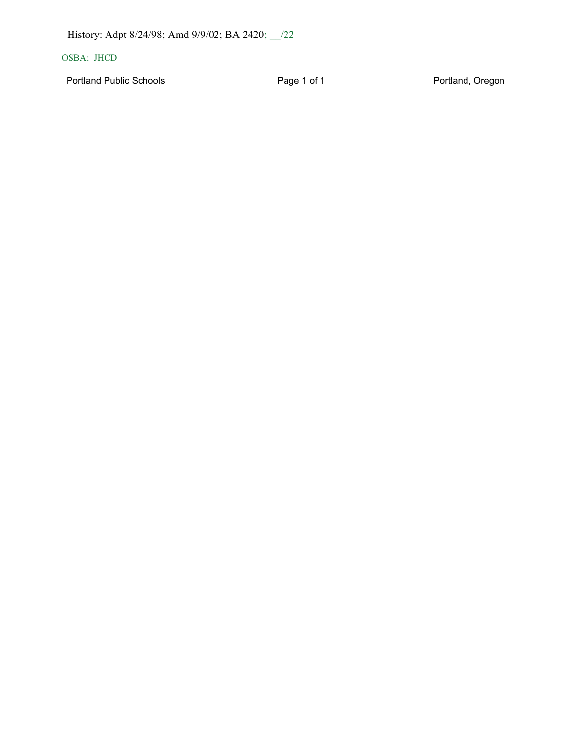History: Adpt 8/24/98; Amd 9/9/02; BA 2420; __/22

OSBA: JHCD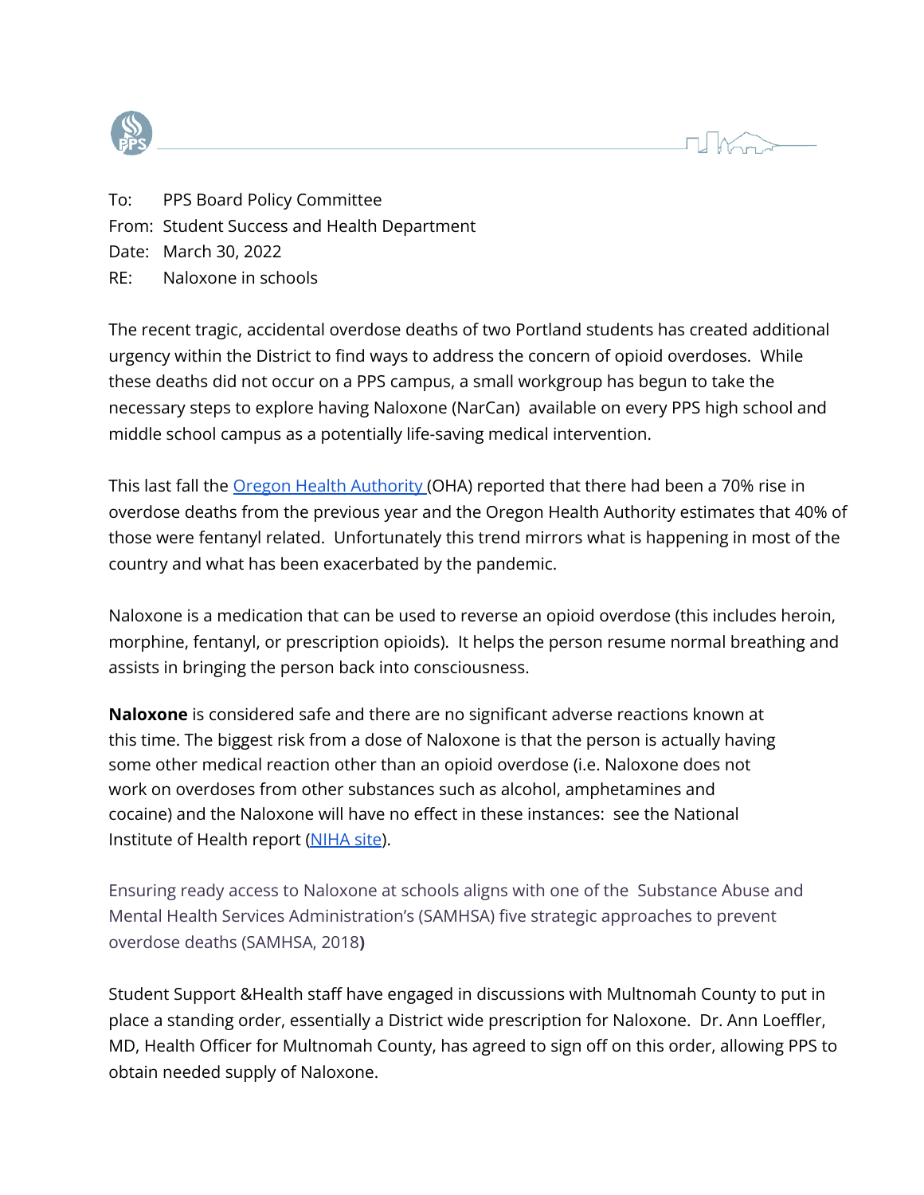To: PPS Board Policy Committee
From: Student Success and Health Department
Date: March 30, 2022
RE: Naloxone in schools

The recent tragic, accidental overdose deaths of two Portland students has created additional urgency within the District to find ways to address the concern of opioid overdoses. While these deaths did not occur on a PPS campus, a small workgroup has begun to take the necessary steps to explore having Naloxone (NarCan) available on every PPS high school and middle school campus as a potentially life-saving medical intervention.

This last fall the Oregon Health Authority (OHA) reported that there had been a 70% rise in overdose deaths from the previous year and the Oregon Health Authority estimates that 40% of those were fentanyl related. Unfortunately this trend mirrors what is happening in most of the country and what has been exacerbated by the pandemic.

Naloxone is a medication that can be used to reverse an opioid overdose (this includes heroin, morphine, fentanyl, or prescription opioids). It helps the person resume normal breathing and assists in bringing the person back into consciousness.

**Naloxone** is considered safe and there are no significant adverse reactions known at this time. The biggest risk from a dose of Naloxone is that the person is actually having some other medical reaction other than an opioid overdose (i.e. Naloxone does not work on overdoses from other substances such as alcohol, amphetamines and cocaine) and the Naloxone will have no effect in these instances: see the National Institute of Health report (NIHA site).

Ensuring ready access to Naloxone at schools aligns with one of the Substance Abuse and Mental Health Services Administration's (SAMHSA) five strategic approaches to prevent overdose deaths (SAMHSA, 2018)

Student Support &Health staff have engaged in discussions with Multnomah County to put in place a standing order, essentially a District wide prescription for Naloxone. Dr. Ann Loeffler, MD, Health Officer for Multnomah County, has agreed to sign off on this order, allowing PPS to obtain needed supply of Naloxone.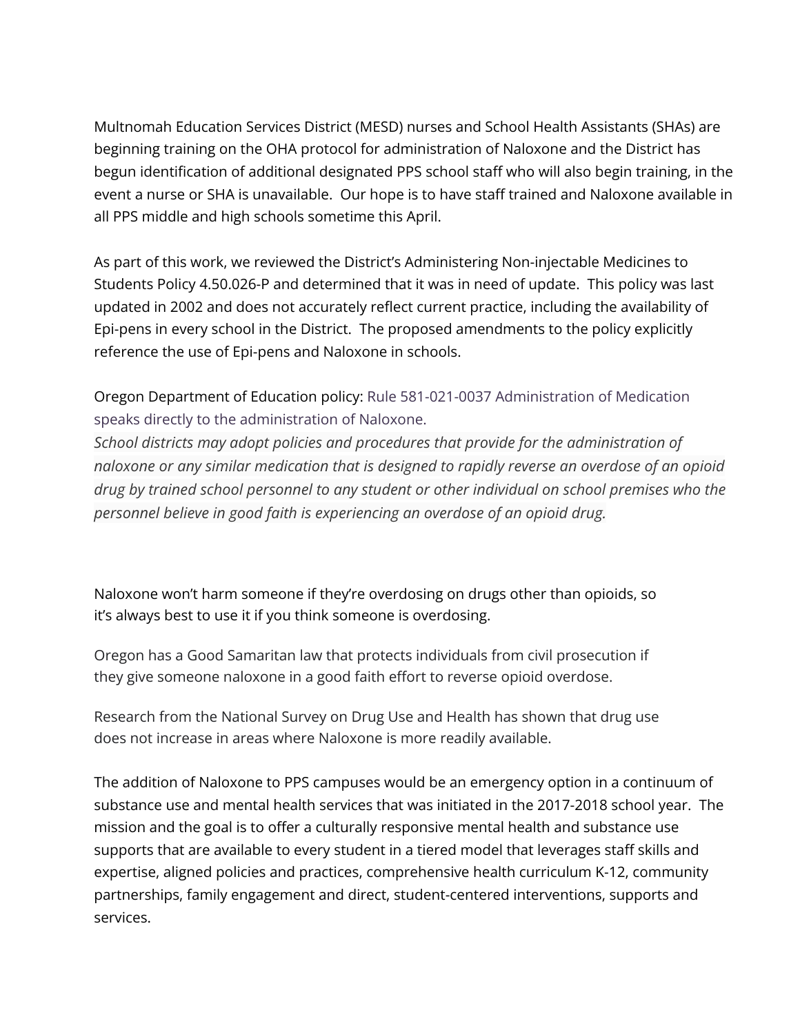Multnomah Education Services District (MESD) nurses and School Health Assistants (SHAs) are beginning training on the OHA protocol for administration of Naloxone and the District has begun identification of additional designated PPS school staff who will also begin training, in the event a nurse or SHA is unavailable. Our hope is to have staff trained and Naloxone available in all PPS middle and high schools sometime this April.

As part of this work, we reviewed the District's Administering Non-injectable Medicines to Students Policy 4.50.026-P and determined that it was in need of update. This policy was last updated in 2002 and does not accurately reflect current practice, including the availability of Epi-pens in every school in the District. The proposed amendments to the policy explicitly reference the use of Epi-pens and Naloxone in schools.

Oregon Department of Education policy: Rule 581-021-0037 Administration of Medication speaks directly to the administration of Naloxone.

*School districts may adopt policies and procedures that provide for the administration of naloxone or any similar medication that is designed to rapidly reverse an overdose of an opioid drug by trained school personnel to any student or other individual on school premises who the personnel believe in good faith is experiencing an overdose of an opioid drug.*

Naloxone won't harm someone if they're overdosing on drugs other than opioids, so it's always best to use it if you think someone is overdosing.

Oregon has a Good Samaritan law that protects individuals from civil prosecution if they give someone naloxone in a good faith effort to reverse opioid overdose.

Research from the National Survey on Drug Use and Health has shown that drug use does not increase in areas where Naloxone is more readily available.

The addition of Naloxone to PPS campuses would be an emergency option in a continuum of substance use and mental health services that was initiated in the 2017-2018 school year. The mission and the goal is to offer a culturally responsive mental health and substance use supports that are available to every student in a tiered model that leverages staff skills and expertise, aligned policies and practices, comprehensive health curriculum K-12, community partnerships, family engagement and direct, student-centered interventions, supports and services.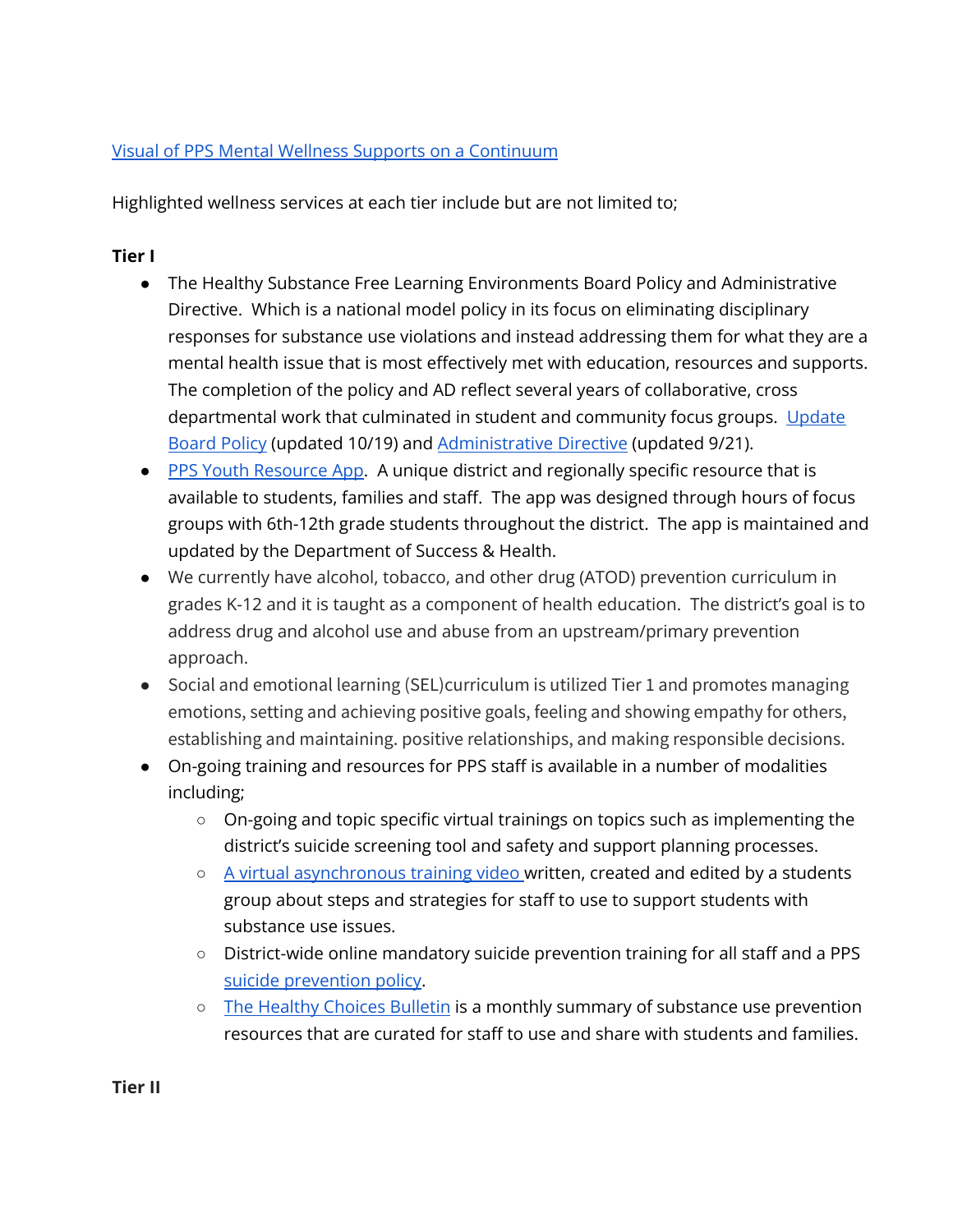[Visual of PPS Mental Wellness Supports on a Continuum]

Highlighted wellness services at each tier include but are not limited to;

**Tier I**

- The Healthy Substance Free Learning Environments Board Policy and Administrative Directive. Which is a national model policy in its focus on eliminating disciplinary responses for substance use violations and instead addressing them for what they are a mental health issue that is most effectively met with education, resources and supports. The completion of the policy and AD reflect several years of collaborative, cross departmental work that culminated in student and community focus groups. [Update Board Policy] (updated 10/19) and [Administrative Directive] (updated 9/21).
- [PPS Youth Resource App]. A unique district and regionally specific resource that is available to students, families and staff. The app was designed through hours of focus groups with 6th-12th grade students throughout the district. The app is maintained and updated by the Department of Success & Health.
- We currently have alcohol, tobacco, and other drug (ATOD) prevention curriculum in grades K-12 and it is taught as a component of health education. The district's goal is to address drug and alcohol use and abuse from an upstream/primary prevention approach.
- Social and emotional learning (SEL)curriculum is utilized Tier 1 and promotes managing emotions, setting and achieving positive goals, feeling and showing empathy for others, establishing and maintaining. positive relationships, and making responsible decisions.
- On-going training and resources for PPS staff is available in a number of modalities including;
  - On-going and topic specific virtual trainings on topics such as implementing the district's suicide screening tool and safety and support planning processes.
  - [A virtual asynchronous training video] written, created and edited by a students group about steps and strategies for staff to use to support students with substance use issues.
  - District-wide online mandatory suicide prevention training for all staff and a PPS [suicide prevention policy].
  - [The Healthy Choices Bulletin] is a monthly summary of substance use prevention resources that are curated for staff to use and share with students and families.

**Tier II**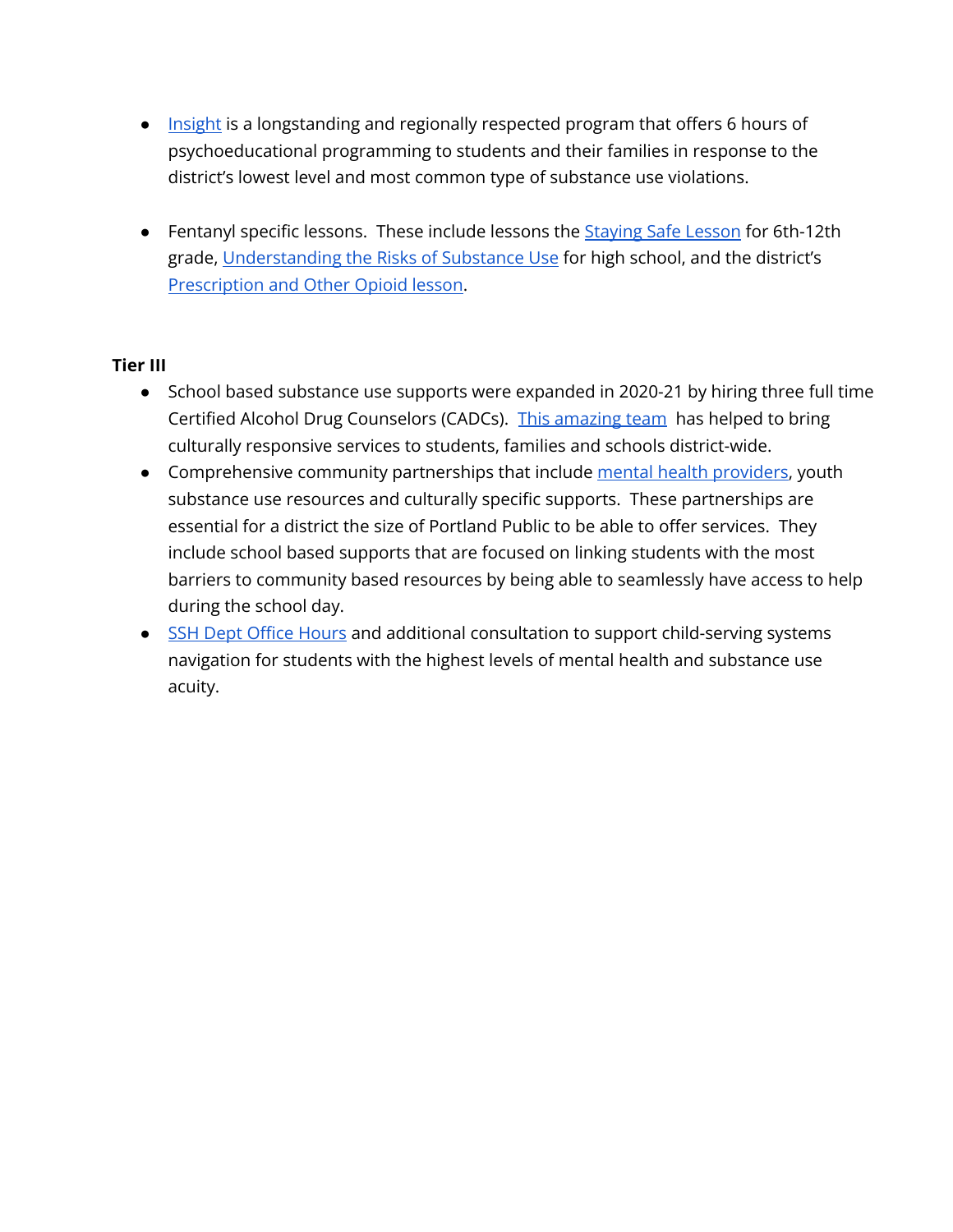- Insight is a longstanding and regionally respected program that offers 6 hours of psychoeducational programming to students and their families in response to the district's lowest level and most common type of substance use violations.

- Fentanyl specific lessons. These include lessons the Staying Safe Lesson for 6th-12th grade, Understanding the Risks of Substance Use for high school, and the district's Prescription and Other Opioid lesson.

**Tier III**

- School based substance use supports were expanded in 2020-21 by hiring three full time Certified Alcohol Drug Counselors (CADCs). This amazing team has helped to bring culturally responsive services to students, families and schools district-wide.
- Comprehensive community partnerships that include mental health providers, youth substance use resources and culturally specific supports. These partnerships are essential for a district the size of Portland Public to be able to offer services. They include school based supports that are focused on linking students with the most barriers to community based resources by being able to seamlessly have access to help during the school day.
- SSH Dept Office Hours and additional consultation to support child-serving systems navigation for students with the highest levels of mental health and substance use acuity.